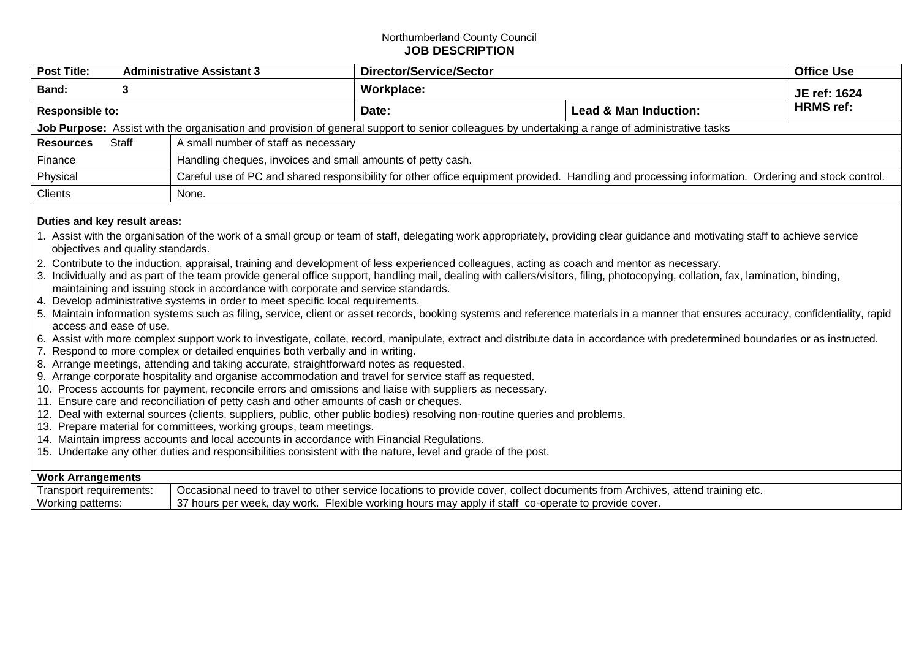Northumberland County Council

**JOB DESCRIPTION**

| **Post Title:** **Administrative Assistant 3** | | **Director/Service/Sector** | | **Office Use** |
|---|---|---|---|---|
| **Band:** **3** | | **Workplace:** | | **JE ref: 1624** **HRMS ref:** |
| **Responsible to:** | | **Date:** | **Lead & Man Induction:** | |
| **Job Purpose:** Assist with the organisation and provision of general support to senior colleagues by undertaking a range of administrative tasks | | | | |
| **Resources** Staff | A small number of staff as necessary | | | |
| Finance | Handling cheques, invoices and small amounts of petty cash. | | | |
| Physical | Careful use of PC and shared responsibility for other office equipment provided. Handling and processing information. Ordering and stock control. | | | |
| Clients | None. | | | |

**Duties and key result areas:**

1. Assist with the organisation of the work of a small group or team of staff, delegating work appropriately, providing clear guidance and motivating staff to achieve service objectives and quality standards.
2. Contribute to the induction, appraisal, training and development of less experienced colleagues, acting as coach and mentor as necessary.
3. Individually and as part of the team provide general office support, handling mail, dealing with callers/visitors, filing, photocopying, collation, fax, lamination, binding, maintaining and issuing stock in accordance with corporate and service standards.
4. Develop administrative systems in order to meet specific local requirements.
5. Maintain information systems such as filing, service, client or asset records, booking systems and reference materials in a manner that ensures accuracy, confidentiality, rapid access and ease of use.
6. Assist with more complex support work to investigate, collate, record, manipulate, extract and distribute data in accordance with predetermined boundaries or as instructed.
7. Respond to more complex or detailed enquiries both verbally and in writing.
8. Arrange meetings, attending and taking accurate, straightforward notes as requested.
9. Arrange corporate hospitality and organise accommodation and travel for service staff as requested.
10. Process accounts for payment, reconcile errors and omissions and liaise with suppliers as necessary.
11. Ensure care and reconciliation of petty cash and other amounts of cash or cheques.
12. Deal with external sources (clients, suppliers, public, other public bodies) resolving non-routine queries and problems.
13. Prepare material for committees, working groups, team meetings.
14. Maintain impress accounts and local accounts in accordance with Financial Regulations.
15. Undertake any other duties and responsibilities consistent with the nature, level and grade of the post.

| **Work Arrangements** | |
|---|---|
| Transport requirements: | Occasional need to travel to other service locations to provide cover, collect documents from Archives, attend training etc. |
| Working patterns: | 37 hours per week, day work. Flexible working hours may apply if staff co-operate to provide cover. |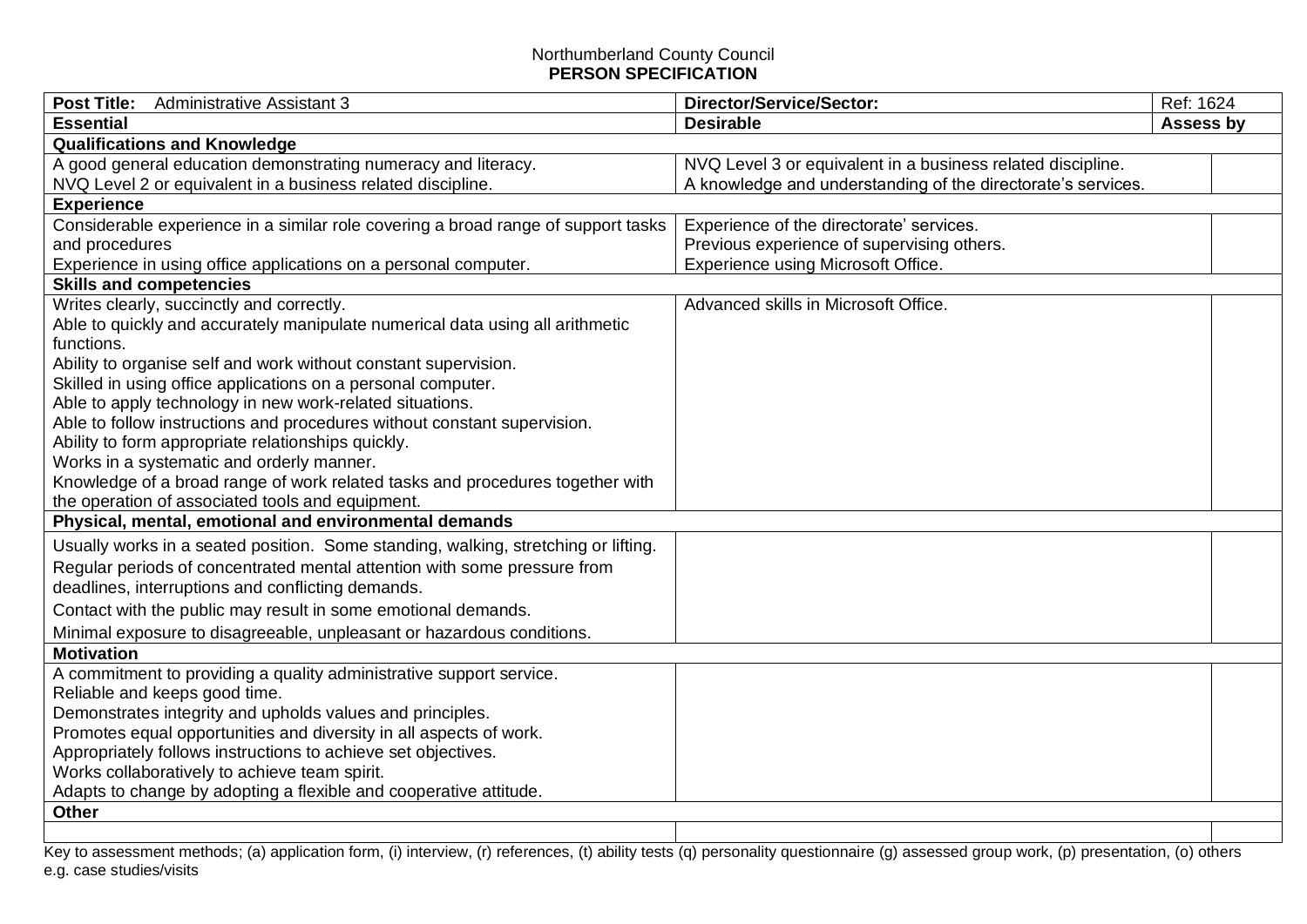Northumberland County Council
**PERSON SPECIFICATION**

| **Post Title:** Administrative Assistant 3 | **Director/Service/Sector:** | Ref: 1624 |
|---|---|---|
| **Essential** | **Desirable** | **Assess by** |
| **Qualifications and Knowledge** | | |
| A good general education demonstrating numeracy and literacy.<br>NVQ Level 2 or equivalent in a business related discipline. | NVQ Level 3 or equivalent in a business related discipline.<br>A knowledge and understanding of the directorate's services. | |
| **Experience** | | |
| Considerable experience in a similar role covering a broad range of support tasks and procedures<br>Experience in using office applications on a personal computer. | Experience of the directorate' services.<br>Previous experience of supervising others.<br>Experience using Microsoft Office. | |
| **Skills and competencies** | | |
| Writes clearly, succinctly and correctly.<br>Able to quickly and accurately manipulate numerical data using all arithmetic functions.<br>Ability to organise self and work without constant supervision.<br>Skilled in using office applications on a personal computer.<br>Able to apply technology in new work-related situations.<br>Able to follow instructions and procedures without constant supervision.<br>Ability to form appropriate relationships quickly.<br>Works in a systematic and orderly manner.<br>Knowledge of a broad range of work related tasks and procedures together with the operation of associated tools and equipment. | Advanced skills in Microsoft Office. | |
| **Physical, mental, emotional and environmental demands** | | |
| Usually works in a seated position. Some standing, walking, stretching or lifting.<br>Regular periods of concentrated mental attention with some pressure from deadlines, interruptions and conflicting demands.<br>Contact with the public may result in some emotional demands.<br>Minimal exposure to disagreeable, unpleasant or hazardous conditions. | | |
| **Motivation** | | |
| A commitment to providing a quality administrative support service.<br>Reliable and keeps good time.<br>Demonstrates integrity and upholds values and principles.<br>Promotes equal opportunities and diversity in all aspects of work.<br>Appropriately follows instructions to achieve set objectives.<br>Works collaboratively to achieve team spirit.<br>Adapts to change by adopting a flexible and cooperative attitude. | | |
| **Other** | | |
| | | |

Key to assessment methods; (a) application form, (i) interview, (r) references, (t) ability tests (q) personality questionnaire (g) assessed group work, (p) presentation, (o) others e.g. case studies/visits